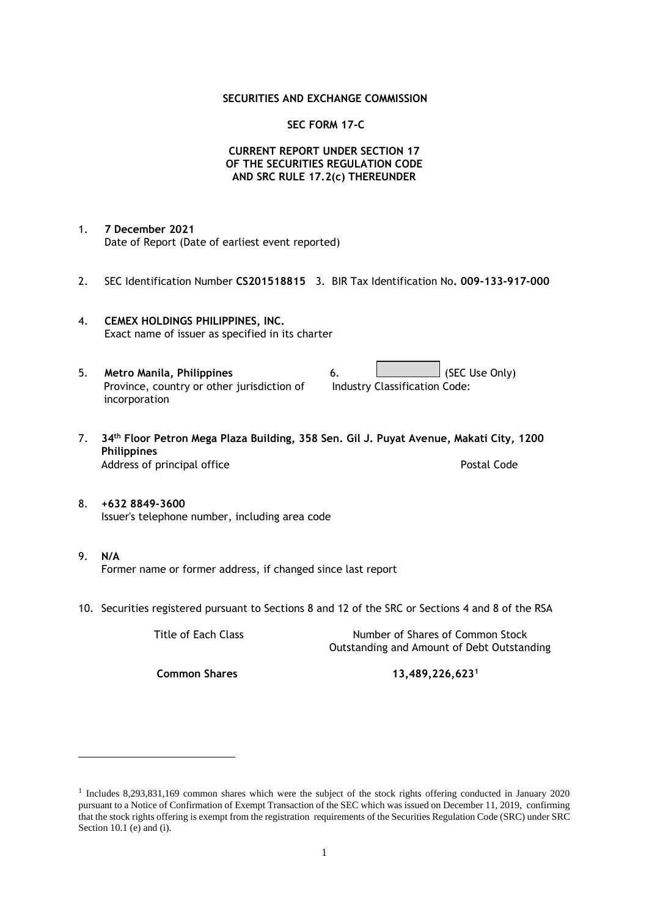**SECURITIES AND EXCHANGE COMMISSION**

**SEC FORM 17-C**

**CURRENT REPORT UNDER SECTION 17
OF THE SECURITIES REGULATION CODE
AND SRC RULE 17.2(c) THEREUNDER**

1. **7 December 2021**
   Date of Report (Date of earliest event reported)

2. SEC Identification Number **CS201518815** 3. BIR Tax Identification No**. 009-133-917-000**

4. **CEMEX HOLDINGS PHILIPPINES, INC.**
   Exact name of issuer as specified in its charter

5. **Metro Manila, Philippines**
   Province, country or other jurisdiction of incorporation

6. (SEC Use Only)
   Industry Classification Code:

7. **34th Floor Petron Mega Plaza Building, 358 Sen. Gil J. Puyat Avenue, Makati City, 1200 Philippines**
   Address of principal office Postal Code

8. **+632 8849-3600**
   Issuer's telephone number, including area code

9. **N/A**
   Former name or former address, if changed since last report

10. Securities registered pursuant to Sections 8 and 12 of the SRC or Sections 4 and 8 of the RSA

| Title of Each Class | Number of Shares of Common Stock Outstanding and Amount of Debt Outstanding |
|---|---|
| **Common Shares** | **13,489,226,623[1]** |

[1] Includes 8,293,831,169 common shares which were the subject of the stock rights offering conducted in January 2020 pursuant to a Notice of Confirmation of Exempt Transaction of the SEC which was issued on December 11, 2019, confirming that the stock rights offering is exempt from the registration requirements of the Securities Regulation Code (SRC) under SRC Section 10.1 (e) and (i).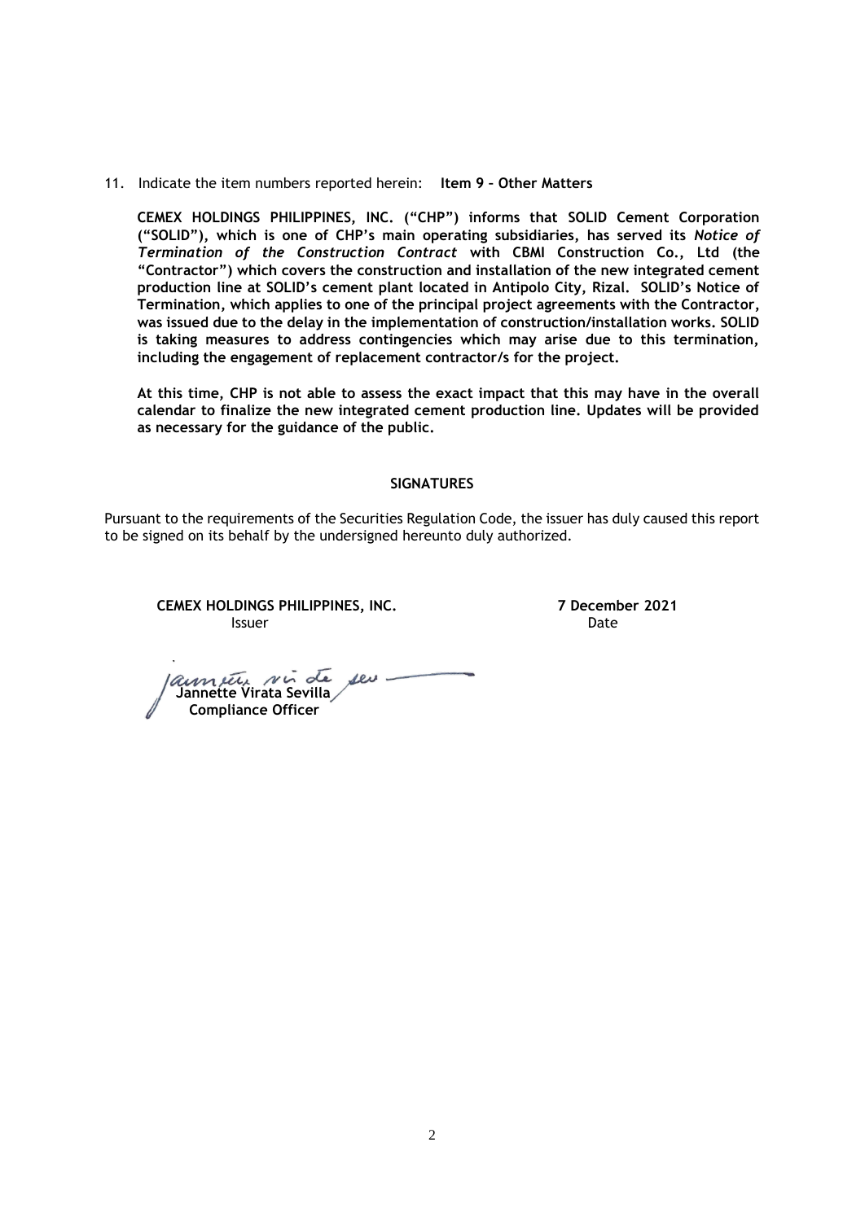11. Indicate the item numbers reported herein: **Item 9 – Other Matters**

**CEMEX HOLDINGS PHILIPPINES, INC. ("CHP") informs that SOLID Cement Corporation ("SOLID"), which is one of CHP's main operating subsidiaries, has served its *Notice of Termination of the Construction Contract* with CBMI Construction Co., Ltd (the "Contractor") which covers the construction and installation of the new integrated cement production line at SOLID's cement plant located in Antipolo City, Rizal. SOLID's Notice of Termination, which applies to one of the principal project agreements with the Contractor, was issued due to the delay in the implementation of construction/installation works. SOLID is taking measures to address contingencies which may arise due to this termination, including the engagement of replacement contractor/s for the project.**

**At this time, CHP is not able to assess the exact impact that this may have in the overall calendar to finalize the new integrated cement production line. Updates will be provided as necessary for the guidance of the public.**

**SIGNATURES**

Pursuant to the requirements of the Securities Regulation Code, the issuer has duly caused this report to be signed on its behalf by the undersigned hereunto duly authorized.

**CEMEX HOLDINGS PHILIPPINES, INC.**
Issuer

**7 December 2021**
Date

**Jannette Virata Sevilla**
**Compliance Officer**